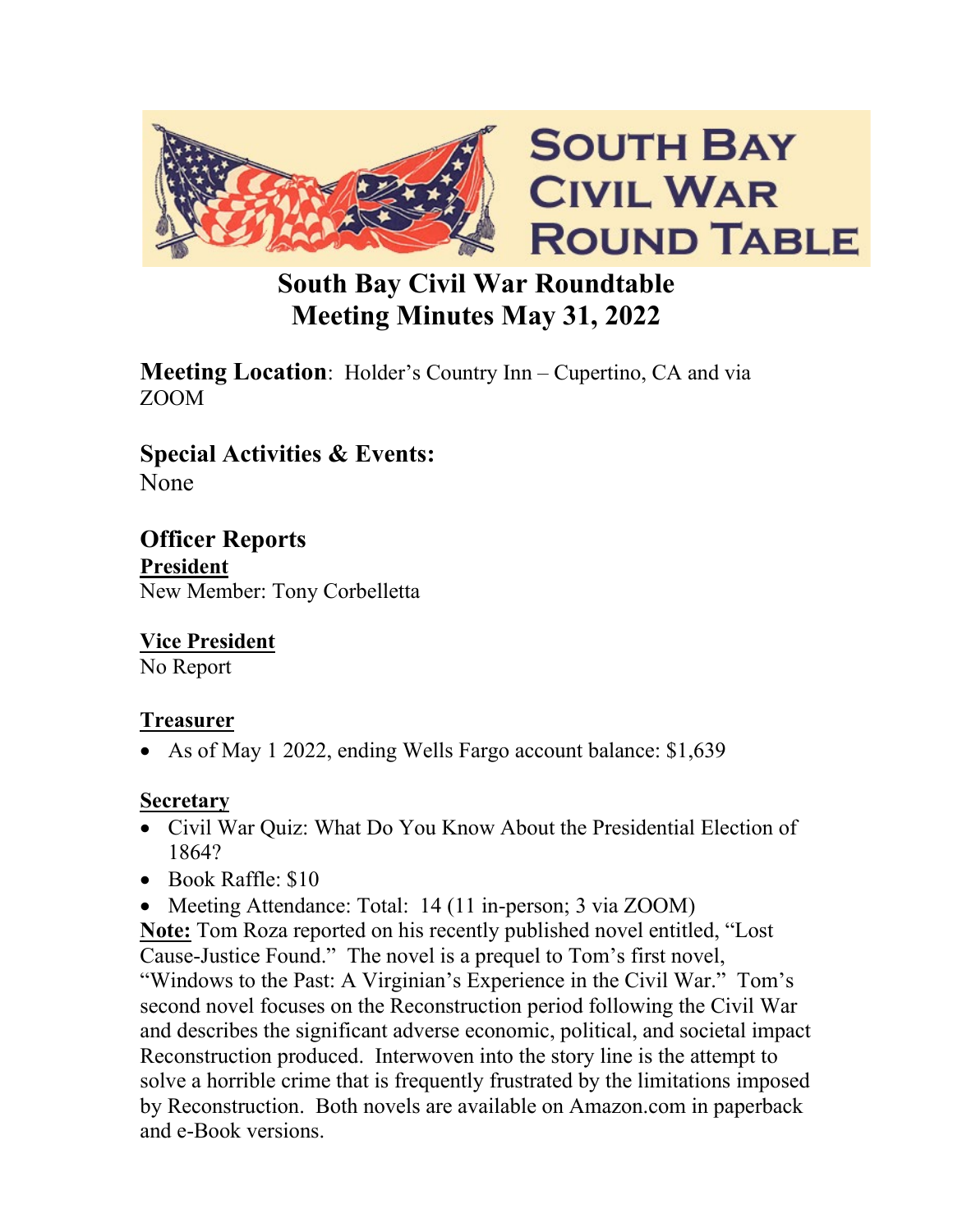SOUTH BAY CIVIL WAR ROUND TABLE

# South Bay Civil War Roundtable
# Meeting Minutes May 31, 2022

**Meeting Location**: Holder's Country Inn – Cupertino, CA and via ZOOM

## Special Activities & Events:

None

## Officer Reports

**President**

New Member: Tony Corbelletta

**Vice President**

No Report

**Treasurer**

- As of May 1 2022, ending Wells Fargo account balance: $1,639

**Secretary**

- Civil War Quiz: What Do You Know About the Presidential Election of 1864?
- Book Raffle: $10
- Meeting Attendance: Total: 14 (11 in-person; 3 via ZOOM)

**Note:** Tom Roza reported on his recently published novel entitled, "Lost Cause-Justice Found." The novel is a prequel to Tom's first novel, "Windows to the Past: A Virginian's Experience in the Civil War." Tom's second novel focuses on the Reconstruction period following the Civil War and describes the significant adverse economic, political, and societal impact Reconstruction produced. Interwoven into the story line is the attempt to solve a horrible crime that is frequently frustrated by the limitations imposed by Reconstruction. Both novels are available on Amazon.com in paperback and e-Book versions.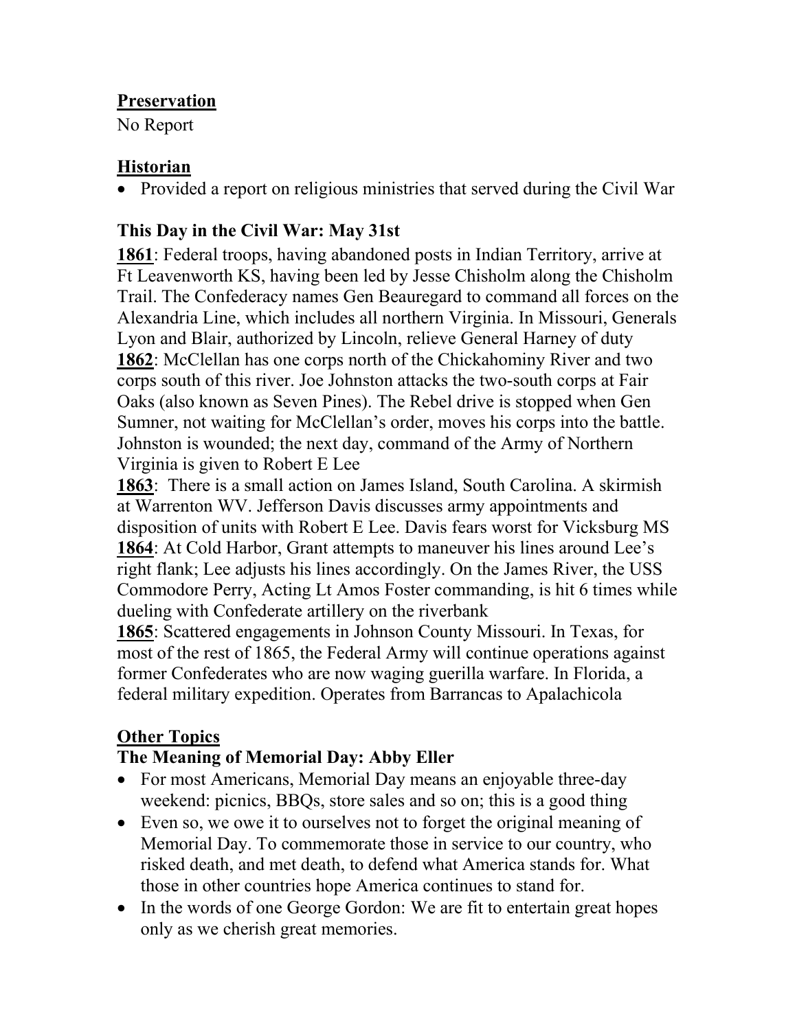**Preservation**

No Report

**Historian**

- Provided a report on religious ministries that served during the Civil War

**This Day in the Civil War: May 31st**

**1861**: Federal troops, having abandoned posts in Indian Territory, arrive at Ft Leavenworth KS, having been led by Jesse Chisholm along the Chisholm Trail. The Confederacy names Gen Beauregard to command all forces on the Alexandria Line, which includes all northern Virginia. In Missouri, Generals Lyon and Blair, authorized by Lincoln, relieve General Harney of duty

**1862**: McClellan has one corps north of the Chickahominy River and two corps south of this river. Joe Johnston attacks the two-south corps at Fair Oaks (also known as Seven Pines). The Rebel drive is stopped when Gen Sumner, not waiting for McClellan's order, moves his corps into the battle. Johnston is wounded; the next day, command of the Army of Northern Virginia is given to Robert E Lee

**1863**: There is a small action on James Island, South Carolina. A skirmish at Warrenton WV. Jefferson Davis discusses army appointments and disposition of units with Robert E Lee. Davis fears worst for Vicksburg MS

**1864**: At Cold Harbor, Grant attempts to maneuver his lines around Lee's right flank; Lee adjusts his lines accordingly. On the James River, the USS Commodore Perry, Acting Lt Amos Foster commanding, is hit 6 times while dueling with Confederate artillery on the riverbank

**1865**: Scattered engagements in Johnson County Missouri. In Texas, for most of the rest of 1865, the Federal Army will continue operations against former Confederates who are now waging guerilla warfare. In Florida, a federal military expedition. Operates from Barrancas to Apalachicola

**Other Topics**

**The Meaning of Memorial Day: Abby Eller**

- For most Americans, Memorial Day means an enjoyable three-day weekend: picnics, BBQs, store sales and so on; this is a good thing
- Even so, we owe it to ourselves not to forget the original meaning of Memorial Day. To commemorate those in service to our country, who risked death, and met death, to defend what America stands for. What those in other countries hope America continues to stand for.
- In the words of one George Gordon: We are fit to entertain great hopes only as we cherish great memories.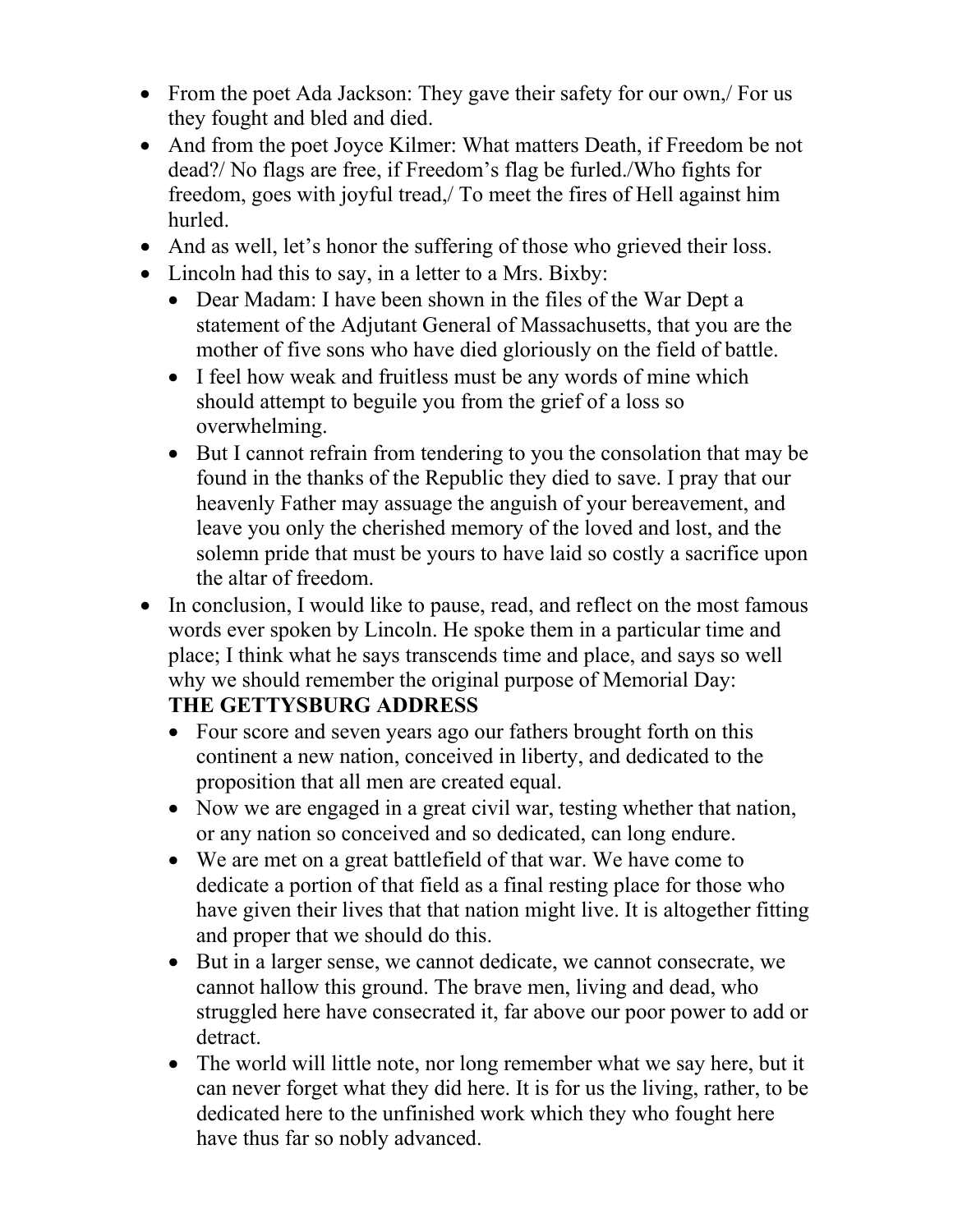- From the poet Ada Jackson: They gave their safety for our own,/ For us they fought and bled and died.
- And from the poet Joyce Kilmer: What matters Death, if Freedom be not dead?/ No flags are free, if Freedom's flag be furled./Who fights for freedom, goes with joyful tread,/ To meet the fires of Hell against him hurled.
- And as well, let's honor the suffering of those who grieved their loss.
- Lincoln had this to say, in a letter to a Mrs. Bixby:
  - Dear Madam: I have been shown in the files of the War Dept a statement of the Adjutant General of Massachusetts, that you are the mother of five sons who have died gloriously on the field of battle.
  - I feel how weak and fruitless must be any words of mine which should attempt to beguile you from the grief of a loss so overwhelming.
  - But I cannot refrain from tendering to you the consolation that may be found in the thanks of the Republic they died to save. I pray that our heavenly Father may assuage the anguish of your bereavement, and leave you only the cherished memory of the loved and lost, and the solemn pride that must be yours to have laid so costly a sacrifice upon the altar of freedom.
- In conclusion, I would like to pause, read, and reflect on the most famous words ever spoken by Lincoln. He spoke them in a particular time and place; I think what he says transcends time and place, and says so well why we should remember the original purpose of Memorial Day:
  **THE GETTYSBURG ADDRESS**
  - Four score and seven years ago our fathers brought forth on this continent a new nation, conceived in liberty, and dedicated to the proposition that all men are created equal.
  - Now we are engaged in a great civil war, testing whether that nation, or any nation so conceived and so dedicated, can long endure.
  - We are met on a great battlefield of that war. We have come to dedicate a portion of that field as a final resting place for those who have given their lives that that nation might live. It is altogether fitting and proper that we should do this.
  - But in a larger sense, we cannot dedicate, we cannot consecrate, we cannot hallow this ground. The brave men, living and dead, who struggled here have consecrated it, far above our poor power to add or detract.
  - The world will little note, nor long remember what we say here, but it can never forget what they did here. It is for us the living, rather, to be dedicated here to the unfinished work which they who fought here have thus far so nobly advanced.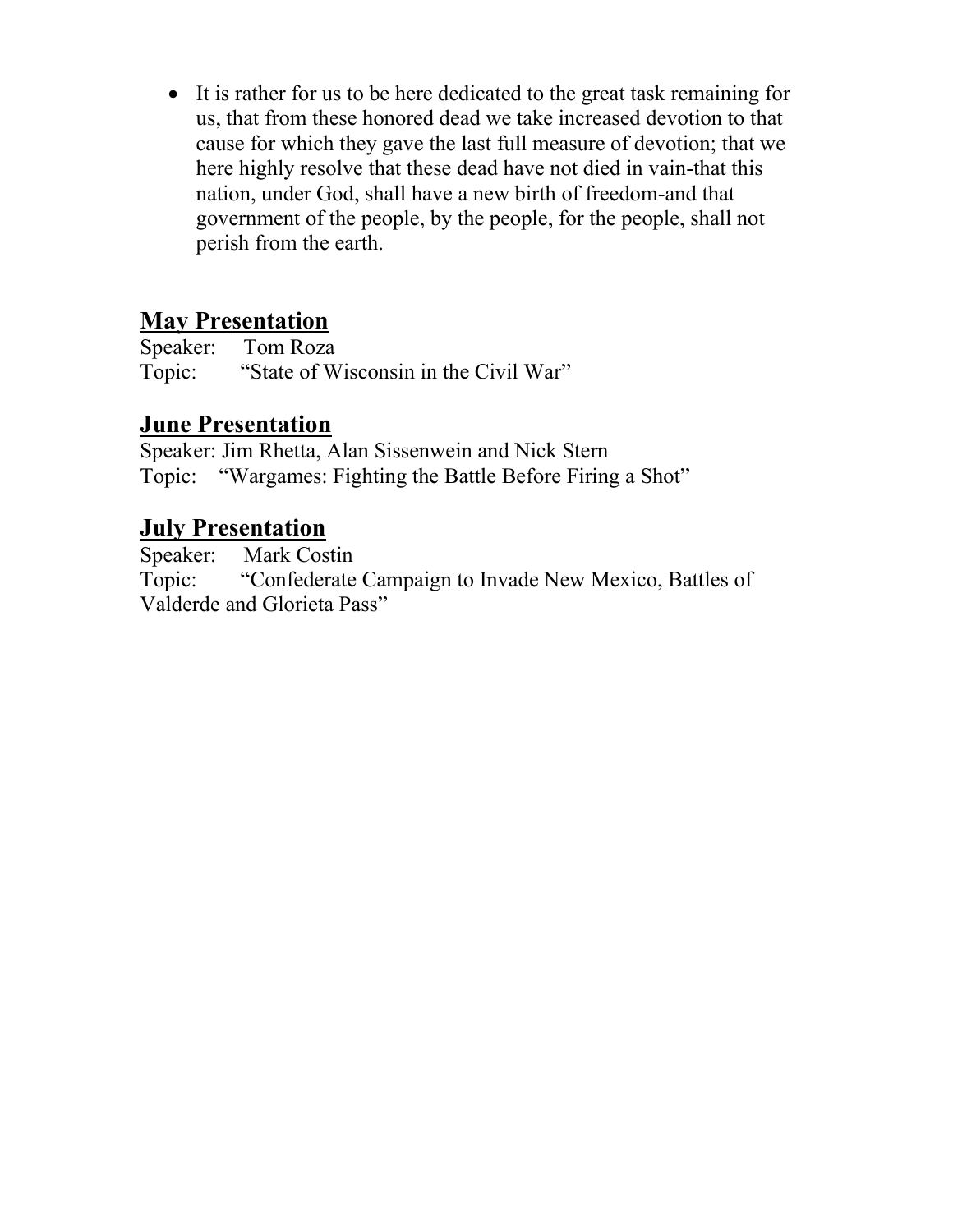- It is rather for us to be here dedicated to the great task remaining for us, that from these honored dead we take increased devotion to that cause for which they gave the last full measure of devotion; that we here highly resolve that these dead have not died in vain-that this nation, under God, shall have a new birth of freedom-and that government of the people, by the people, for the people, shall not perish from the earth.

## May Presentation

Speaker: Tom Roza
Topic: "State of Wisconsin in the Civil War"

## June Presentation

Speaker: Jim Rhetta, Alan Sissenwein and Nick Stern
Topic: "Wargames: Fighting the Battle Before Firing a Shot"

## July Presentation

Speaker: Mark Costin
Topic: "Confederate Campaign to Invade New Mexico, Battles of Valderde and Glorieta Pass"